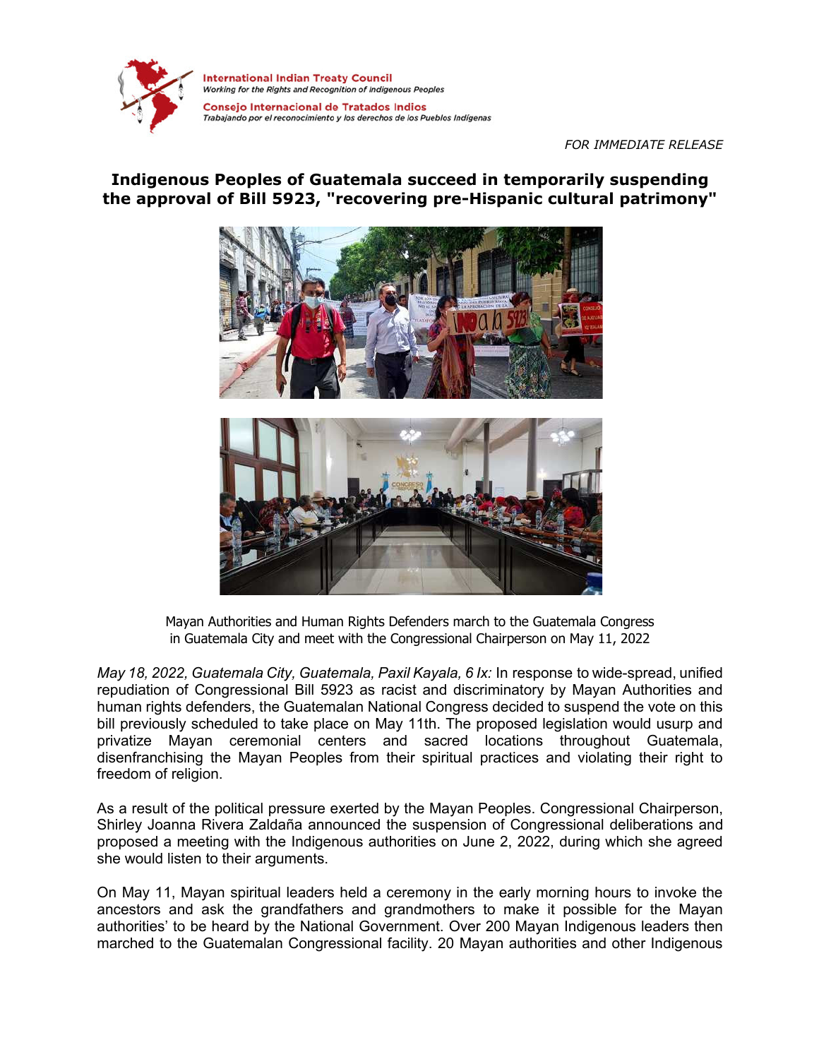International Indian Treaty Council
*Working for the Rights and Recognition of Indigenous Peoples*

Consejo Internacional de Tratados Indios
*Trabajando por el reconocimiento y los derechos de los Pueblos Indígenas*

*FOR IMMEDIATE RELEASE*

# Indigenous Peoples of Guatemala succeed in temporarily suspending the approval of Bill 5923, "recovering pre-Hispanic cultural patrimony"

Mayan Authorities and Human Rights Defenders march to the Guatemala Congress in Guatemala City and meet with the Congressional Chairperson on May 11, 2022

*May 18, 2022, Guatemala City, Guatemala, Paxil Kayala, 6 Ix:* In response to wide-spread, unified repudiation of Congressional Bill 5923 as racist and discriminatory by Mayan Authorities and human rights defenders, the Guatemalan National Congress decided to suspend the vote on this bill previously scheduled to take place on May 11th. The proposed legislation would usurp and privatize Mayan ceremonial centers and sacred locations throughout Guatemala, disenfranchising the Mayan Peoples from their spiritual practices and violating their right to freedom of religion.

As a result of the political pressure exerted by the Mayan Peoples. Congressional Chairperson, Shirley Joanna Rivera Zaldaña announced the suspension of Congressional deliberations and proposed a meeting with the Indigenous authorities on June 2, 2022, during which she agreed she would listen to their arguments.

On May 11, Mayan spiritual leaders held a ceremony in the early morning hours to invoke the ancestors and ask the grandfathers and grandmothers to make it possible for the Mayan authorities' to be heard by the National Government. Over 200 Mayan Indigenous leaders then marched to the Guatemalan Congressional facility. 20 Mayan authorities and other Indigenous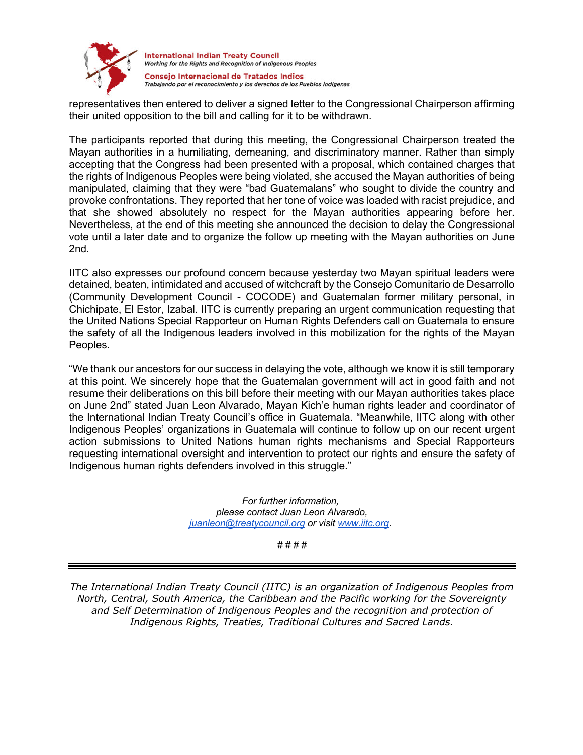representatives then entered to deliver a signed letter to the Congressional Chairperson affirming their united opposition to the bill and calling for it to be withdrawn.

The participants reported that during this meeting, the Congressional Chairperson treated the Mayan authorities in a humiliating, demeaning, and discriminatory manner. Rather than simply accepting that the Congress had been presented with a proposal, which contained charges that the rights of Indigenous Peoples were being violated, she accused the Mayan authorities of being manipulated, claiming that they were "bad Guatemalans" who sought to divide the country and provoke confrontations. They reported that her tone of voice was loaded with racist prejudice, and that she showed absolutely no respect for the Mayan authorities appearing before her. Nevertheless, at the end of this meeting she announced the decision to delay the Congressional vote until a later date and to organize the follow up meeting with the Mayan authorities on June 2nd.

IITC also expresses our profound concern because yesterday two Mayan spiritual leaders were detained, beaten, intimidated and accused of witchcraft by the Consejo Comunitario de Desarrollo (Community Development Council - COCODE) and Guatemalan former military personal, in Chichipate, El Estor, Izabal. IITC is currently preparing an urgent communication requesting that the United Nations Special Rapporteur on Human Rights Defenders call on Guatemala to ensure the safety of all the Indigenous leaders involved in this mobilization for the rights of the Mayan Peoples.

"We thank our ancestors for our success in delaying the vote, although we know it is still temporary at this point. We sincerely hope that the Guatemalan government will act in good faith and not resume their deliberations on this bill before their meeting with our Mayan authorities takes place on June 2nd" stated Juan Leon Alvarado, Mayan Kich'e human rights leader and coordinator of the International Indian Treaty Council's office in Guatemala. "Meanwhile, IITC along with other Indigenous Peoples' organizations in Guatemala will continue to follow up on our recent urgent action submissions to United Nations human rights mechanisms and Special Rapporteurs requesting international oversight and intervention to protect our rights and ensure the safety of Indigenous human rights defenders involved in this struggle."

*For further information,*
*please contact Juan Leon Alvarado,*
*juanleon@treatycouncil.org or visit www.iitc.org.*

# # # #

---

*The International Indian Treaty Council (IITC) is an organization of Indigenous Peoples from North, Central, South America, the Caribbean and the Pacific working for the Sovereignty and Self Determination of Indigenous Peoples and the recognition and protection of Indigenous Rights, Treaties, Traditional Cultures and Sacred Lands.*